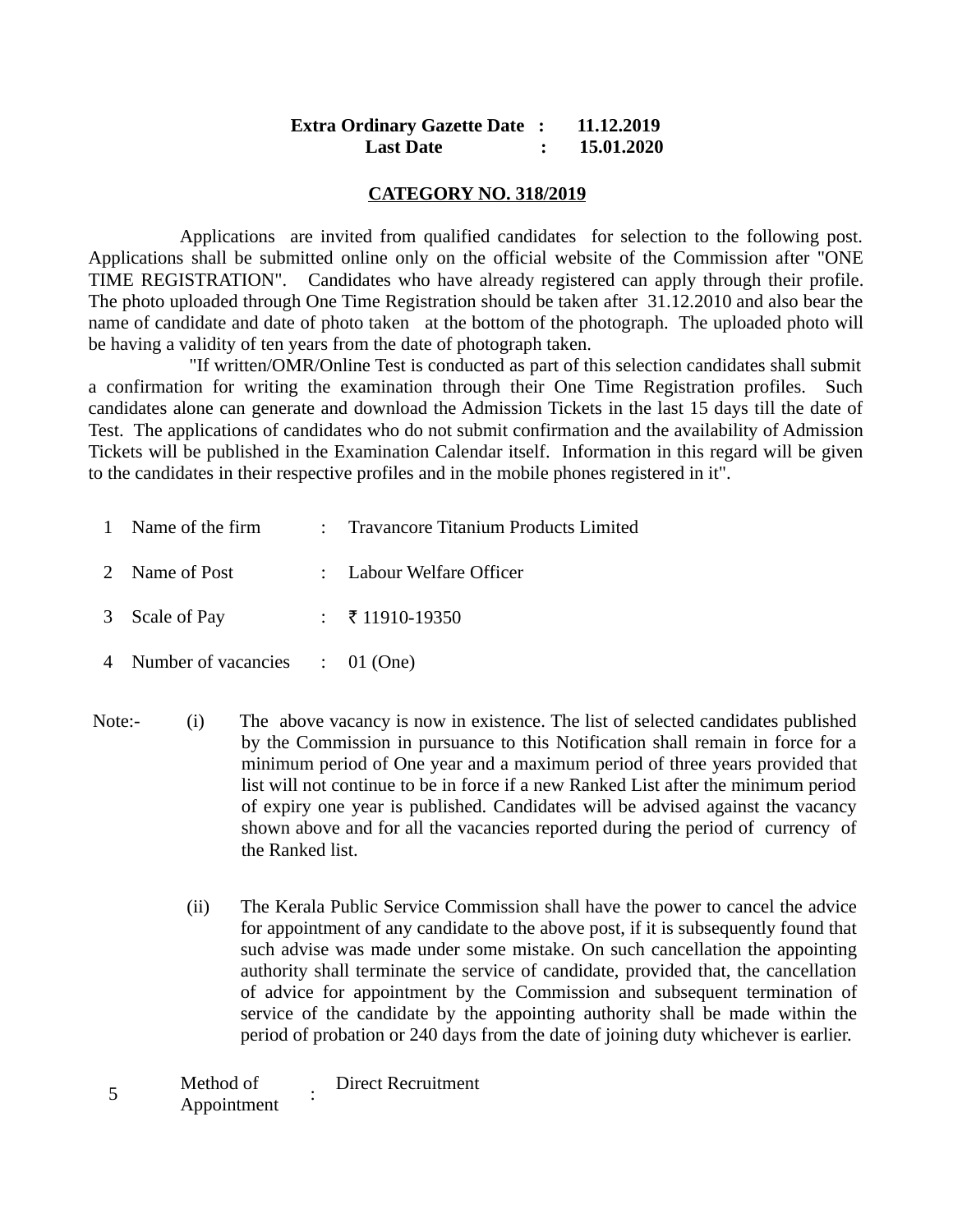**Extra Ordinary Gazette Date : 11.12.2019**
**Last Date : 15.01.2020**

**CATEGORY NO. 318/2019**

Applications are invited from qualified candidates for selection to the following post. Applications shall be submitted online only on the official website of the Commission after "ONE TIME REGISTRATION". Candidates who have already registered can apply through their profile. The photo uploaded through One Time Registration should be taken after 31.12.2010 and also bear the name of candidate and date of photo taken at the bottom of the photograph. The uploaded photo will be having a validity of ten years from the date of photograph taken.

"If written/OMR/Online Test is conducted as part of this selection candidates shall submit a confirmation for writing the examination through their One Time Registration profiles. Such candidates alone can generate and download the Admission Tickets in the last 15 days till the date of Test. The applications of candidates who do not submit confirmation and the availability of Admission Tickets will be published in the Examination Calendar itself. Information in this regard will be given to the candidates in their respective profiles and in the mobile phones registered in it".

1 Name of the firm : Travancore Titanium Products Limited

2 Name of Post : Labour Welfare Officer

3 Scale of Pay : ₹ 11910-19350

4 Number of vacancies : 01 (One)

Note:- (i) The above vacancy is now in existence. The list of selected candidates published by the Commission in pursuance to this Notification shall remain in force for a minimum period of One year and a maximum period of three years provided that list will not continue to be in force if a new Ranked List after the minimum period of expiry one year is published. Candidates will be advised against the vacancy shown above and for all the vacancies reported during the period of currency of the Ranked list.

(ii) The Kerala Public Service Commission shall have the power to cancel the advice for appointment of any candidate to the above post, if it is subsequently found that such advise was made under some mistake. On such cancellation the appointing authority shall terminate the service of candidate, provided that, the cancellation of advice for appointment by the Commission and subsequent termination of service of the candidate by the appointing authority shall be made within the period of probation or 240 days from the date of joining duty whichever is earlier.

5 Method of Appointment : Direct Recruitment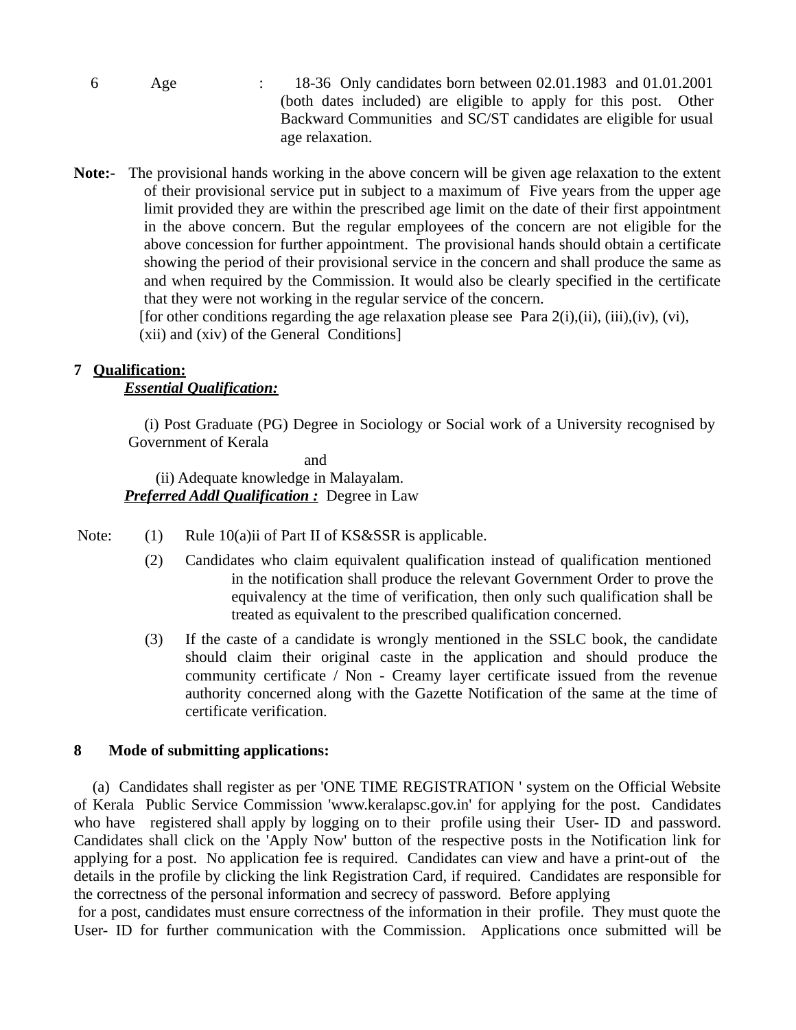6 Age : 18-36 Only candidates born between 02.01.1983 and 01.01.2001 (both dates included) are eligible to apply for this post. Other Backward Communities and SC/ST candidates are eligible for usual age relaxation.

**Note:-** The provisional hands working in the above concern will be given age relaxation to the extent of their provisional service put in subject to a maximum of Five years from the upper age limit provided they are within the prescribed age limit on the date of their first appointment in the above concern. But the regular employees of the concern are not eligible for the above concession for further appointment. The provisional hands should obtain a certificate showing the period of their provisional service in the concern and shall produce the same as and when required by the Commission. It would also be clearly specified in the certificate that they were not working in the regular service of the concern.
[for other conditions regarding the age relaxation please see Para 2(i),(ii), (iii),(iv), (vi), (xii) and (xiv) of the General Conditions]

**7 Qualification:**

***Essential Qualification:***

(i) Post Graduate (PG) Degree in Sociology or Social work of a University recognised by Government of Kerala

and

(ii) Adequate knowledge in Malayalam.

***Preferred Addl Qualification :*** Degree in Law

Note:

(1) Rule 10(a)ii of Part II of KS&SSR is applicable.

(2) Candidates who claim equivalent qualification instead of qualification mentioned in the notification shall produce the relevant Government Order to prove the equivalency at the time of verification, then only such qualification shall be treated as equivalent to the prescribed qualification concerned.

(3) If the caste of a candidate is wrongly mentioned in the SSLC book, the candidate should claim their original caste in the application and should produce the community certificate / Non - Creamy layer certificate issued from the revenue authority concerned along with the Gazette Notification of the same at the time of certificate verification.

**8 Mode of submitting applications:**

(a) Candidates shall register as per 'ONE TIME REGISTRATION ' system on the Official Website of Kerala Public Service Commission 'www.keralapsc.gov.in' for applying for the post. Candidates who have registered shall apply by logging on to their profile using their User- ID and password. Candidates shall click on the 'Apply Now' button of the respective posts in the Notification link for applying for a post. No application fee is required. Candidates can view and have a print-out of the details in the profile by clicking the link Registration Card, if required. Candidates are responsible for the correctness of the personal information and secrecy of password. Before applying for a post, candidates must ensure correctness of the information in their profile. They must quote the User- ID for further communication with the Commission. Applications once submitted will be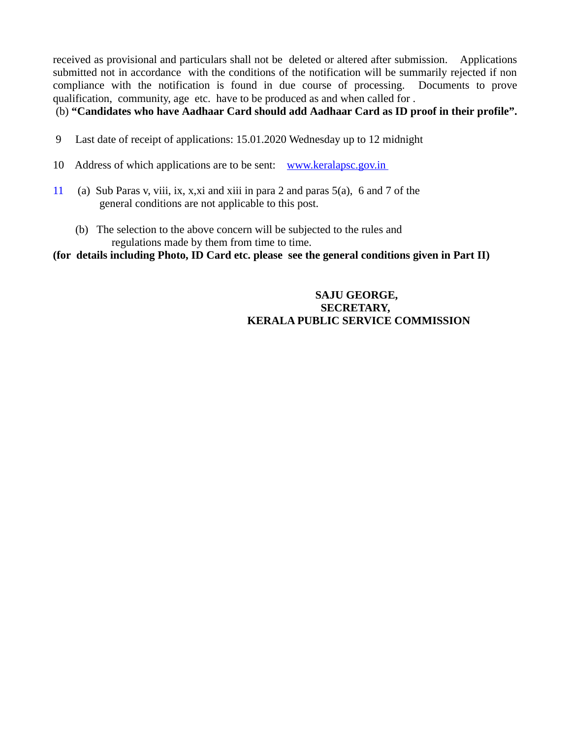received as provisional and particulars shall not be deleted or altered after submission. Applications submitted not in accordance with the conditions of the notification will be summarily rejected if non compliance with the notification is found in due course of processing. Documents to prove qualification, community, age etc. have to be produced as and when called for .

(b) **"Candidates who have Aadhaar Card should add Aadhaar Card as ID proof in their profile".**

9 Last date of receipt of applications: 15.01.2020 Wednesday up to 12 midnight

10 Address of which applications are to be sent: www.keralapsc.gov.in

11 (a) Sub Paras v, viii, ix, x,xi and xiii in para 2 and paras 5(a), 6 and 7 of the general conditions are not applicable to this post.

(b) The selection to the above concern will be subjected to the rules and regulations made by them from time to time.

**(for details including Photo, ID Card etc. please see the general conditions given in Part II)**

**SAJU GEORGE,**
**SECRETARY,**
**KERALA PUBLIC SERVICE COMMISSION**